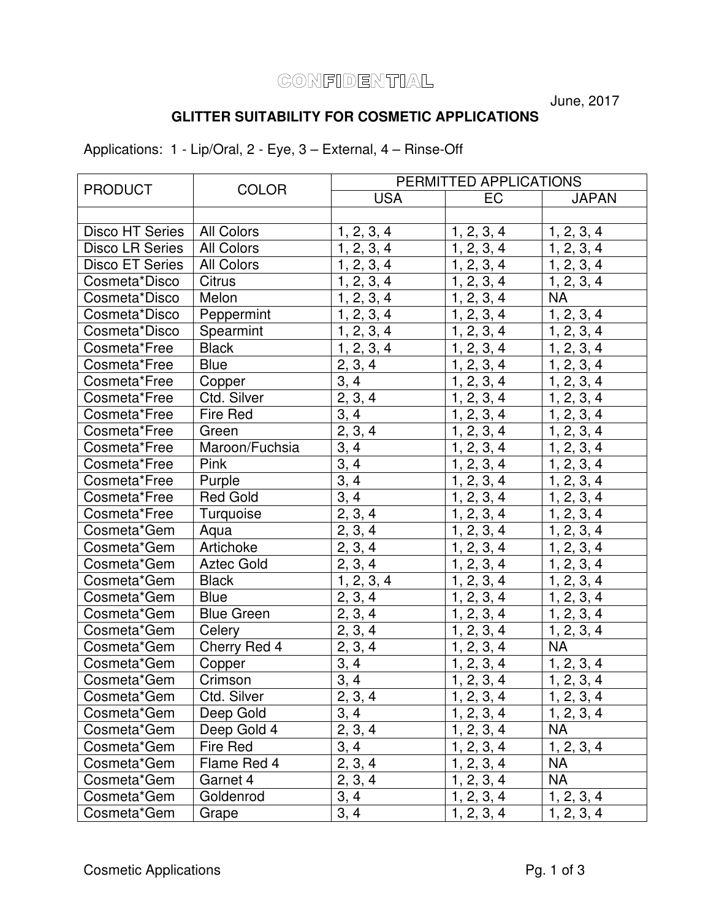**CONFIDENTIAL**

June, 2017

# GLITTER SUITABILITY FOR COSMETIC APPLICATIONS

Applications: 1 - Lip/Oral, 2 - Eye, 3 – External, 4 – Rinse-Off

| PRODUCT | COLOR | PERMITTED APPLICATIONS | | |
|---|---|---|---|---|
| | | USA | EC | JAPAN |
| | | | | |
| Disco HT Series | All Colors | 1, 2, 3, 4 | 1, 2, 3, 4 | 1, 2, 3, 4 |
| Disco LR Series | All Colors | 1, 2, 3, 4 | 1, 2, 3, 4 | 1, 2, 3, 4 |
| Disco ET Series | All Colors | 1, 2, 3, 4 | 1, 2, 3, 4 | 1, 2, 3, 4 |
| Cosmeta*Disco | Citrus | 1, 2, 3, 4 | 1, 2, 3, 4 | 1, 2, 3, 4 |
| Cosmeta*Disco | Melon | 1, 2, 3, 4 | 1, 2, 3, 4 | NA |
| Cosmeta*Disco | Peppermint | 1, 2, 3, 4 | 1, 2, 3, 4 | 1, 2, 3, 4 |
| Cosmeta*Disco | Spearmint | 1, 2, 3, 4 | 1, 2, 3, 4 | 1, 2, 3, 4 |
| Cosmeta*Free | Black | 1, 2, 3, 4 | 1, 2, 3, 4 | 1, 2, 3, 4 |
| Cosmeta*Free | Blue | 2, 3, 4 | 1, 2, 3, 4 | 1, 2, 3, 4 |
| Cosmeta*Free | Copper | 3, 4 | 1, 2, 3, 4 | 1, 2, 3, 4 |
| Cosmeta*Free | Ctd. Silver | 2, 3, 4 | 1, 2, 3, 4 | 1, 2, 3, 4 |
| Cosmeta*Free | Fire Red | 3, 4 | 1, 2, 3, 4 | 1, 2, 3, 4 |
| Cosmeta*Free | Green | 2, 3, 4 | 1, 2, 3, 4 | 1, 2, 3, 4 |
| Cosmeta*Free | Maroon/Fuchsia | 3, 4 | 1, 2, 3, 4 | 1, 2, 3, 4 |
| Cosmeta*Free | Pink | 3, 4 | 1, 2, 3, 4 | 1, 2, 3, 4 |
| Cosmeta*Free | Purple | 3, 4 | 1, 2, 3, 4 | 1, 2, 3, 4 |
| Cosmeta*Free | Red Gold | 3, 4 | 1, 2, 3, 4 | 1, 2, 3, 4 |
| Cosmeta*Free | Turquoise | 2, 3, 4 | 1, 2, 3, 4 | 1, 2, 3, 4 |
| Cosmeta*Gem | Aqua | 2, 3, 4 | 1, 2, 3, 4 | 1, 2, 3, 4 |
| Cosmeta*Gem | Artichoke | 2, 3, 4 | 1, 2, 3, 4 | 1, 2, 3, 4 |
| Cosmeta*Gem | Aztec Gold | 2, 3, 4 | 1, 2, 3, 4 | 1, 2, 3, 4 |
| Cosmeta*Gem | Black | 1, 2, 3, 4 | 1, 2, 3, 4 | 1, 2, 3, 4 |
| Cosmeta*Gem | Blue | 2, 3, 4 | 1, 2, 3, 4 | 1, 2, 3, 4 |
| Cosmeta*Gem | Blue Green | 2, 3, 4 | 1, 2, 3, 4 | 1, 2, 3, 4 |
| Cosmeta*Gem | Celery | 2, 3, 4 | 1, 2, 3, 4 | 1, 2, 3, 4 |
| Cosmeta*Gem | Cherry Red 4 | 2, 3, 4 | 1, 2, 3, 4 | NA |
| Cosmeta*Gem | Copper | 3, 4 | 1, 2, 3, 4 | 1, 2, 3, 4 |
| Cosmeta*Gem | Crimson | 3, 4 | 1, 2, 3, 4 | 1, 2, 3, 4 |
| Cosmeta*Gem | Ctd. Silver | 2, 3, 4 | 1, 2, 3, 4 | 1, 2, 3, 4 |
| Cosmeta*Gem | Deep Gold | 3, 4 | 1, 2, 3, 4 | 1, 2, 3, 4 |
| Cosmeta*Gem | Deep Gold 4 | 2, 3, 4 | 1, 2, 3, 4 | NA |
| Cosmeta*Gem | Fire Red | 3, 4 | 1, 2, 3, 4 | 1, 2, 3, 4 |
| Cosmeta*Gem | Flame Red 4 | 2, 3, 4 | 1, 2, 3, 4 | NA |
| Cosmeta*Gem | Garnet 4 | 2, 3, 4 | 1, 2, 3, 4 | NA |
| Cosmeta*Gem | Goldenrod | 3, 4 | 1, 2, 3, 4 | 1, 2, 3, 4 |
| Cosmeta*Gem | Grape | 3, 4 | 1, 2, 3, 4 | 1, 2, 3, 4 |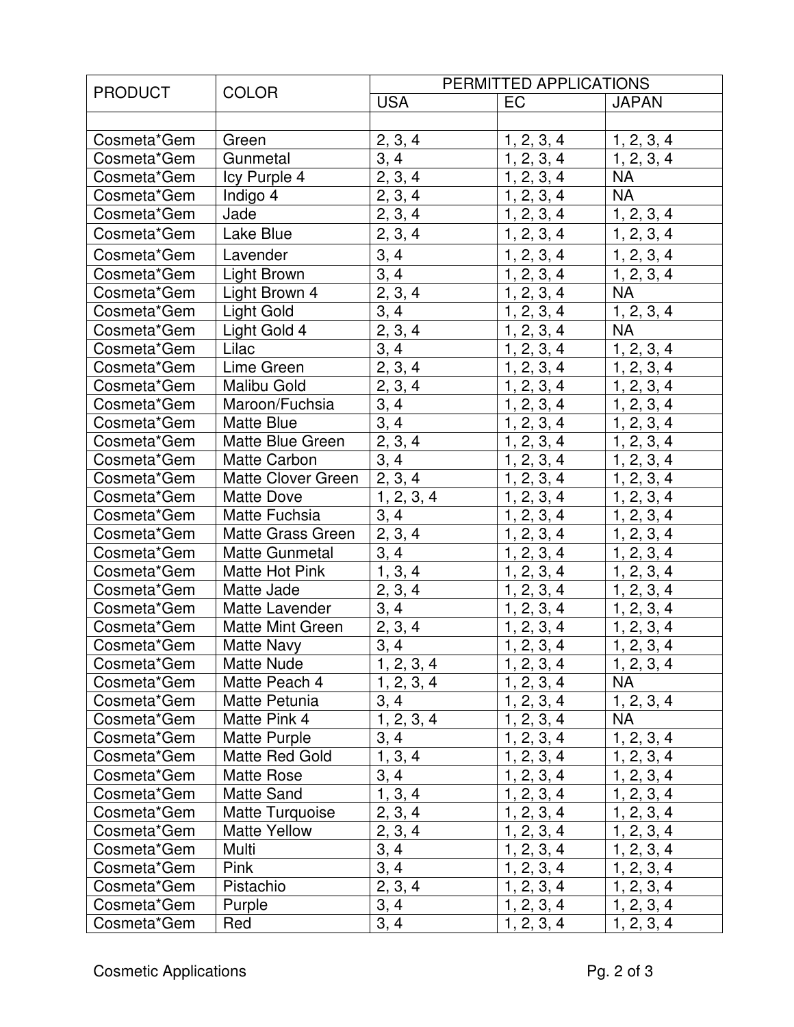| PRODUCT | COLOR | PERMITTED APPLICATIONS | | |
|---|---|---|---|---|
| | | USA | EC | JAPAN |
| | | | | |
| Cosmeta*Gem | Green | 2, 3, 4 | 1, 2, 3, 4 | 1, 2, 3, 4 |
| Cosmeta*Gem | Gunmetal | 3, 4 | 1, 2, 3, 4 | 1, 2, 3, 4 |
| Cosmeta*Gem | Icy Purple 4 | 2, 3, 4 | 1, 2, 3, 4 | NA |
| Cosmeta*Gem | Indigo 4 | 2, 3, 4 | 1, 2, 3, 4 | NA |
| Cosmeta*Gem | Jade | 2, 3, 4 | 1, 2, 3, 4 | 1, 2, 3, 4 |
| Cosmeta*Gem | Lake Blue | 2, 3, 4 | 1, 2, 3, 4 | 1, 2, 3, 4 |
| Cosmeta*Gem | Lavender | 3, 4 | 1, 2, 3, 4 | 1, 2, 3, 4 |
| Cosmeta*Gem | Light Brown | 3, 4 | 1, 2, 3, 4 | 1, 2, 3, 4 |
| Cosmeta*Gem | Light Brown 4 | 2, 3, 4 | 1, 2, 3, 4 | NA |
| Cosmeta*Gem | Light Gold | 3, 4 | 1, 2, 3, 4 | 1, 2, 3, 4 |
| Cosmeta*Gem | Light Gold 4 | 2, 3, 4 | 1, 2, 3, 4 | NA |
| Cosmeta*Gem | Lilac | 3, 4 | 1, 2, 3, 4 | 1, 2, 3, 4 |
| Cosmeta*Gem | Lime Green | 2, 3, 4 | 1, 2, 3, 4 | 1, 2, 3, 4 |
| Cosmeta*Gem | Malibu Gold | 2, 3, 4 | 1, 2, 3, 4 | 1, 2, 3, 4 |
| Cosmeta*Gem | Maroon/Fuchsia | 3, 4 | 1, 2, 3, 4 | 1, 2, 3, 4 |
| Cosmeta*Gem | Matte Blue | 3, 4 | 1, 2, 3, 4 | 1, 2, 3, 4 |
| Cosmeta*Gem | Matte Blue Green | 2, 3, 4 | 1, 2, 3, 4 | 1, 2, 3, 4 |
| Cosmeta*Gem | Matte Carbon | 3, 4 | 1, 2, 3, 4 | 1, 2, 3, 4 |
| Cosmeta*Gem | Matte Clover Green | 2, 3, 4 | 1, 2, 3, 4 | 1, 2, 3, 4 |
| Cosmeta*Gem | Matte Dove | 1, 2, 3, 4 | 1, 2, 3, 4 | 1, 2, 3, 4 |
| Cosmeta*Gem | Matte Fuchsia | 3, 4 | 1, 2, 3, 4 | 1, 2, 3, 4 |
| Cosmeta*Gem | Matte Grass Green | 2, 3, 4 | 1, 2, 3, 4 | 1, 2, 3, 4 |
| Cosmeta*Gem | Matte Gunmetal | 3, 4 | 1, 2, 3, 4 | 1, 2, 3, 4 |
| Cosmeta*Gem | Matte Hot Pink | 1, 3, 4 | 1, 2, 3, 4 | 1, 2, 3, 4 |
| Cosmeta*Gem | Matte Jade | 2, 3, 4 | 1, 2, 3, 4 | 1, 2, 3, 4 |
| Cosmeta*Gem | Matte Lavender | 3, 4 | 1, 2, 3, 4 | 1, 2, 3, 4 |
| Cosmeta*Gem | Matte Mint Green | 2, 3, 4 | 1, 2, 3, 4 | 1, 2, 3, 4 |
| Cosmeta*Gem | Matte Navy | 3, 4 | 1, 2, 3, 4 | 1, 2, 3, 4 |
| Cosmeta*Gem | Matte Nude | 1, 2, 3, 4 | 1, 2, 3, 4 | 1, 2, 3, 4 |
| Cosmeta*Gem | Matte Peach 4 | 1, 2, 3, 4 | 1, 2, 3, 4 | NA |
| Cosmeta*Gem | Matte Petunia | 3, 4 | 1, 2, 3, 4 | 1, 2, 3, 4 |
| Cosmeta*Gem | Matte Pink 4 | 1, 2, 3, 4 | 1, 2, 3, 4 | NA |
| Cosmeta*Gem | Matte Purple | 3, 4 | 1, 2, 3, 4 | 1, 2, 3, 4 |
| Cosmeta*Gem | Matte Red Gold | 1, 3, 4 | 1, 2, 3, 4 | 1, 2, 3, 4 |
| Cosmeta*Gem | Matte Rose | 3, 4 | 1, 2, 3, 4 | 1, 2, 3, 4 |
| Cosmeta*Gem | Matte Sand | 1, 3, 4 | 1, 2, 3, 4 | 1, 2, 3, 4 |
| Cosmeta*Gem | Matte Turquoise | 2, 3, 4 | 1, 2, 3, 4 | 1, 2, 3, 4 |
| Cosmeta*Gem | Matte Yellow | 2, 3, 4 | 1, 2, 3, 4 | 1, 2, 3, 4 |
| Cosmeta*Gem | Multi | 3, 4 | 1, 2, 3, 4 | 1, 2, 3, 4 |
| Cosmeta*Gem | Pink | 3, 4 | 1, 2, 3, 4 | 1, 2, 3, 4 |
| Cosmeta*Gem | Pistachio | 2, 3, 4 | 1, 2, 3, 4 | 1, 2, 3, 4 |
| Cosmeta*Gem | Purple | 3, 4 | 1, 2, 3, 4 | 1, 2, 3, 4 |
| Cosmeta*Gem | Red | 3, 4 | 1, 2, 3, 4 | 1, 2, 3, 4 |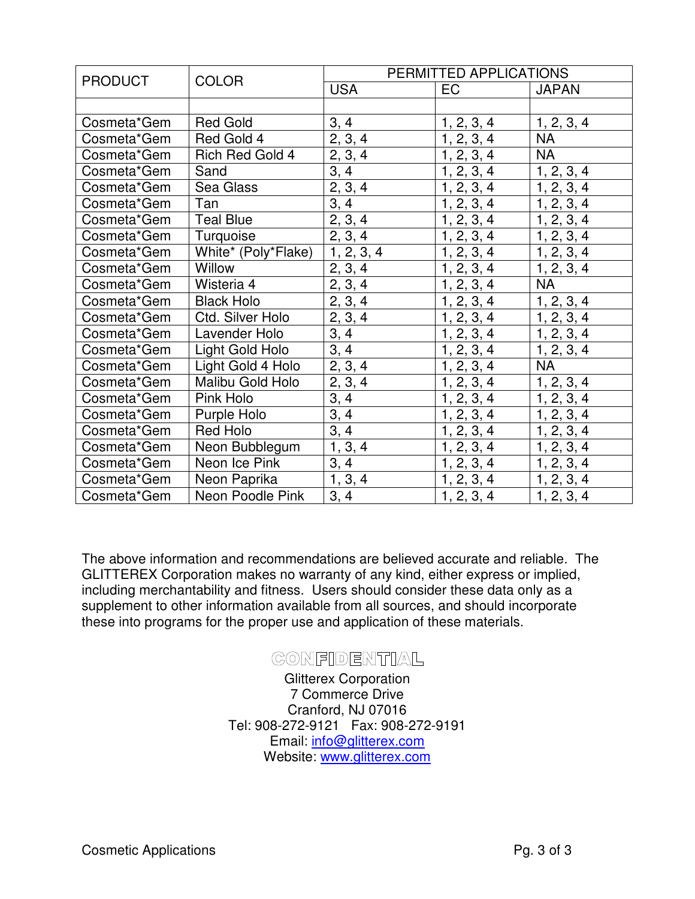| PRODUCT | COLOR | PERMITTED APPLICATIONS | | |
|---|---|---|---|---|
| | | USA | EC | JAPAN |
| | | | | |
| Cosmeta*Gem | Red Gold | 3, 4 | 1, 2, 3, 4 | 1, 2, 3, 4 |
| Cosmeta*Gem | Red Gold 4 | 2, 3, 4 | 1, 2, 3, 4 | NA |
| Cosmeta*Gem | Rich Red Gold 4 | 2, 3, 4 | 1, 2, 3, 4 | NA |
| Cosmeta*Gem | Sand | 3, 4 | 1, 2, 3, 4 | 1, 2, 3, 4 |
| Cosmeta*Gem | Sea Glass | 2, 3, 4 | 1, 2, 3, 4 | 1, 2, 3, 4 |
| Cosmeta*Gem | Tan | 3, 4 | 1, 2, 3, 4 | 1, 2, 3, 4 |
| Cosmeta*Gem | Teal Blue | 2, 3, 4 | 1, 2, 3, 4 | 1, 2, 3, 4 |
| Cosmeta*Gem | Turquoise | 2, 3, 4 | 1, 2, 3, 4 | 1, 2, 3, 4 |
| Cosmeta*Gem | White* (Poly*Flake) | 1, 2, 3, 4 | 1, 2, 3, 4 | 1, 2, 3, 4 |
| Cosmeta*Gem | Willow | 2, 3, 4 | 1, 2, 3, 4 | 1, 2, 3, 4 |
| Cosmeta*Gem | Wisteria 4 | 2, 3, 4 | 1, 2, 3, 4 | NA |
| Cosmeta*Gem | Black Holo | 2, 3, 4 | 1, 2, 3, 4 | 1, 2, 3, 4 |
| Cosmeta*Gem | Ctd. Silver Holo | 2, 3, 4 | 1, 2, 3, 4 | 1, 2, 3, 4 |
| Cosmeta*Gem | Lavender Holo | 3, 4 | 1, 2, 3, 4 | 1, 2, 3, 4 |
| Cosmeta*Gem | Light Gold Holo | 3, 4 | 1, 2, 3, 4 | 1, 2, 3, 4 |
| Cosmeta*Gem | Light Gold 4 Holo | 2, 3, 4 | 1, 2, 3, 4 | NA |
| Cosmeta*Gem | Malibu Gold Holo | 2, 3, 4 | 1, 2, 3, 4 | 1, 2, 3, 4 |
| Cosmeta*Gem | Pink Holo | 3, 4 | 1, 2, 3, 4 | 1, 2, 3, 4 |
| Cosmeta*Gem | Purple Holo | 3, 4 | 1, 2, 3, 4 | 1, 2, 3, 4 |
| Cosmeta*Gem | Red Holo | 3, 4 | 1, 2, 3, 4 | 1, 2, 3, 4 |
| Cosmeta*Gem | Neon Bubblegum | 1, 3, 4 | 1, 2, 3, 4 | 1, 2, 3, 4 |
| Cosmeta*Gem | Neon Ice Pink | 3, 4 | 1, 2, 3, 4 | 1, 2, 3, 4 |
| Cosmeta*Gem | Neon Paprika | 1, 3, 4 | 1, 2, 3, 4 | 1, 2, 3, 4 |
| Cosmeta*Gem | Neon Poodle Pink | 3, 4 | 1, 2, 3, 4 | 1, 2, 3, 4 |

The above information and recommendations are believed accurate and reliable. The GLITTEREX Corporation makes no warranty of any kind, either express or implied, including merchantability and fitness. Users should consider these data only as a supplement to other information available from all sources, and should incorporate these into programs for the proper use and application of these materials.

CONFIDENTIAL

Glitterex Corporation
7 Commerce Drive
Cranford, NJ 07016
Tel: 908-272-9121 Fax: 908-272-9191
Email: info@glitterex.com
Website: www.glitterex.com